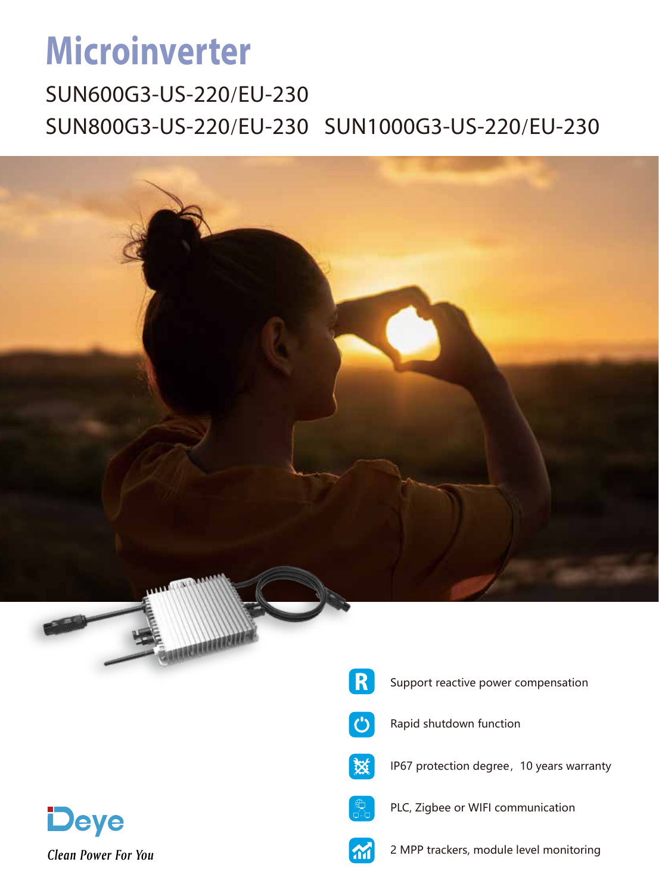# Microinverter

SUN600G3-US-220/EU-230

SUN800G3-US-220/EU-230 SUN1000G3-US-220/EU-230

- Support reactive power compensation
- Rapid shutdown function
- IP67 protection degree，10 years warranty
- PLC, Zigbee or WIFI communication
- 2 MPP trackers, module level monitoring

Deye

*Clean Power For You*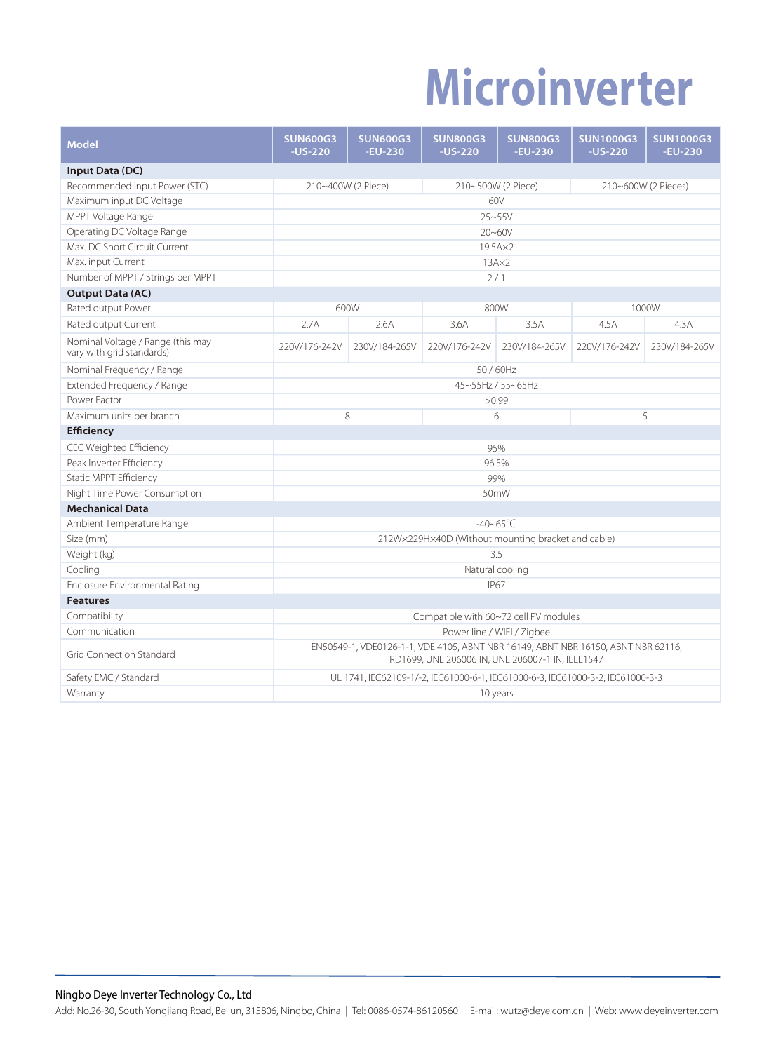# Microinverter

| Model | SUN600G3 -US-220 | SUN600G3 -EU-230 | SUN800G3 -US-220 | SUN800G3 -EU-230 | SUN1000G3 -US-220 | SUN1000G3 -EU-230 |
|---|---|---|---|---|---|---|
| **Input Data (DC)** | | | | | | |
| Recommended input Power (STC) | 210~400W (2 Piece) | | 210~500W (2 Piece) | | 210~600W (2 Pieces) | |
| Maximum input DC Voltage | 60V | | | | | |
| MPPT Voltage Range | 25~55V | | | | | |
| Operating DC Voltage Range | 20~60V | | | | | |
| Max. DC Short Circuit Current | 19.5A×2 | | | | | |
| Max. input Current | 13A×2 | | | | | |
| Number of MPPT / Strings per MPPT | 2 / 1 | | | | | |
| **Output Data (AC)** | | | | | | |
| Rated output Power | 600W | | 800W | | 1000W | |
| Rated output Current | 2.7A | 2.6A | 3.6A | 3.5A | 4.5A | 4.3A |
| Nominal Voltage / Range (this may vary with grid standards) | 220V/176-242V | 230V/184-265V | 220V/176-242V | 230V/184-265V | 220V/176-242V | 230V/184-265V |
| Nominal Frequency / Range | 50 / 60Hz | | | | | |
| Extended Frequency / Range | 45~55Hz / 55~65Hz | | | | | |
| Power Factor | >0.99 | | | | | |
| Maximum units per branch | 8 | | 6 | | 5 | |
| **Efficiency** | | | | | | |
| CEC Weighted Efficiency | 95% | | | | | |
| Peak Inverter Efficiency | 96.5% | | | | | |
| Static MPPT Efficiency | 99% | | | | | |
| Night Time Power Consumption | 50mW | | | | | |
| **Mechanical Data** | | | | | | |
| Ambient Temperature Range | -40~65℃ | | | | | |
| Size (mm) | 212W×229H×40D (Without mounting bracket and cable) | | | | | |
| Weight (kg) | 3.5 | | | | | |
| Cooling | Natural cooling | | | | | |
| Enclosure Environmental Rating | IP67 | | | | | |
| **Features** | | | | | | |
| Compatibility | Compatible with 60~72 cell PV modules | | | | | |
| Communication | Power line / WIFI / Zigbee | | | | | |
| Grid Connection Standard | EN50549-1, VDE0126-1-1, VDE 4105, ABNT NBR 16149, ABNT NBR 16150, ABNT NBR 62116, RD1699, UNE 206006 IN, UNE 206007-1 IN, IEEE1547 | | | | | |
| Safety EMC / Standard | UL 1741, IEC62109-1/-2, IEC61000-6-1, IEC61000-6-3, IEC61000-3-2, IEC61000-3-3 | | | | | |
| Warranty | 10 years | | | | | |

Ningbo Deye Inverter Technology Co., Ltd

Add: No.26-30, South Yongjiang Road, Beilun, 315806, Ningbo, China | Tel: 0086-0574-86120560 | E-mail: wutz@deye.com.cn | Web: www.deyeinverter.com